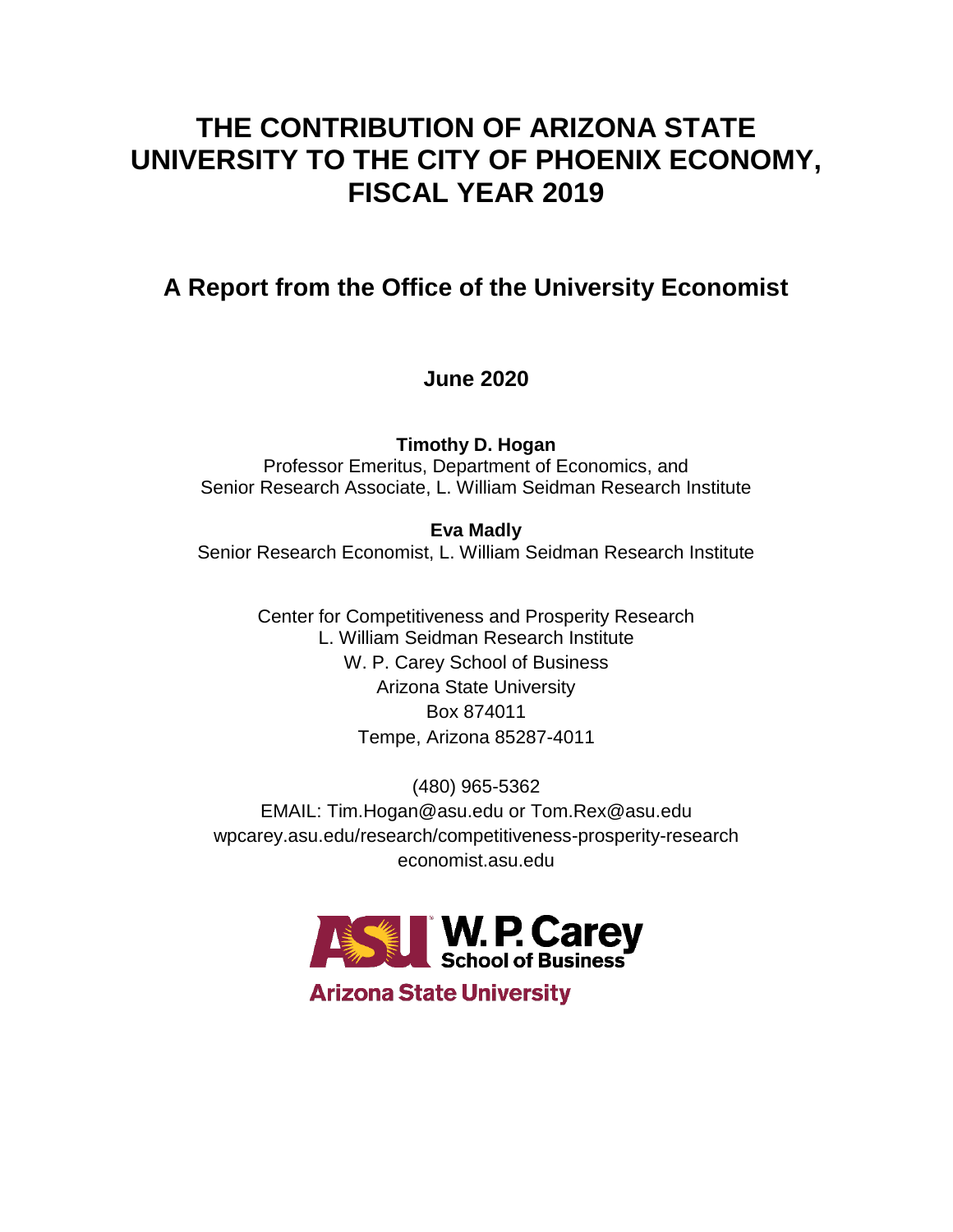# THE CONTRIBUTION OF ARIZONA STATE UNIVERSITY TO THE CITY OF PHOENIX ECONOMY, FISCAL YEAR 2019

## A Report from the Office of the University Economist

**June 2020**

**Timothy D. Hogan**
Professor Emeritus, Department of Economics, and
Senior Research Associate, L. William Seidman Research Institute

**Eva Madly**
Senior Research Economist, L. William Seidman Research Institute

Center for Competitiveness and Prosperity Research
L. William Seidman Research Institute
W. P. Carey School of Business
Arizona State University
Box 874011
Tempe, Arizona 85287-4011

(480) 965-5362
EMAIL: Tim.Hogan@asu.edu or Tom.Rex@asu.edu
wpcarey.asu.edu/research/competitiveness-prosperity-research
economist.asu.edu

ASU W. P. Carey School of Business
Arizona State University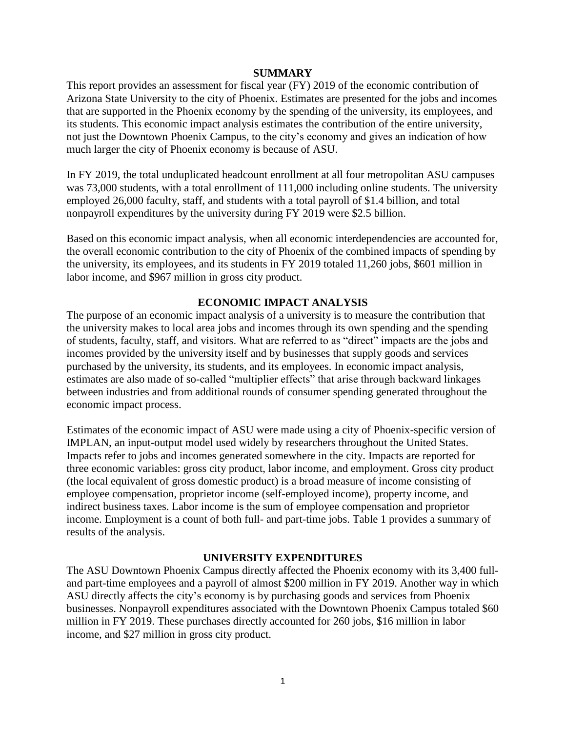## SUMMARY

This report provides an assessment for fiscal year (FY) 2019 of the economic contribution of Arizona State University to the city of Phoenix. Estimates are presented for the jobs and incomes that are supported in the Phoenix economy by the spending of the university, its employees, and its students. This economic impact analysis estimates the contribution of the entire university, not just the Downtown Phoenix Campus, to the city's economy and gives an indication of how much larger the city of Phoenix economy is because of ASU.

In FY 2019, the total unduplicated headcount enrollment at all four metropolitan ASU campuses was 73,000 students, with a total enrollment of 111,000 including online students. The university employed 26,000 faculty, staff, and students with a total payroll of $1.4 billion, and total nonpayroll expenditures by the university during FY 2019 were $2.5 billion.

Based on this economic impact analysis, when all economic interdependencies are accounted for, the overall economic contribution to the city of Phoenix of the combined impacts of spending by the university, its employees, and its students in FY 2019 totaled 11,260 jobs, $601 million in labor income, and $967 million in gross city product.

## ECONOMIC IMPACT ANALYSIS

The purpose of an economic impact analysis of a university is to measure the contribution that the university makes to local area jobs and incomes through its own spending and the spending of students, faculty, staff, and visitors. What are referred to as "direct" impacts are the jobs and incomes provided by the university itself and by businesses that supply goods and services purchased by the university, its students, and its employees. In economic impact analysis, estimates are also made of so-called "multiplier effects" that arise through backward linkages between industries and from additional rounds of consumer spending generated throughout the economic impact process.

Estimates of the economic impact of ASU were made using a city of Phoenix-specific version of IMPLAN, an input-output model used widely by researchers throughout the United States. Impacts refer to jobs and incomes generated somewhere in the city. Impacts are reported for three economic variables: gross city product, labor income, and employment. Gross city product (the local equivalent of gross domestic product) is a broad measure of income consisting of employee compensation, proprietor income (self-employed income), property income, and indirect business taxes. Labor income is the sum of employee compensation and proprietor income. Employment is a count of both full- and part-time jobs. Table 1 provides a summary of results of the analysis.

## UNIVERSITY EXPENDITURES

The ASU Downtown Phoenix Campus directly affected the Phoenix economy with its 3,400 full- and part-time employees and a payroll of almost $200 million in FY 2019. Another way in which ASU directly affects the city's economy is by purchasing goods and services from Phoenix businesses. Nonpayroll expenditures associated with the Downtown Phoenix Campus totaled $60 million in FY 2019. These purchases directly accounted for 260 jobs, $16 million in labor income, and $27 million in gross city product.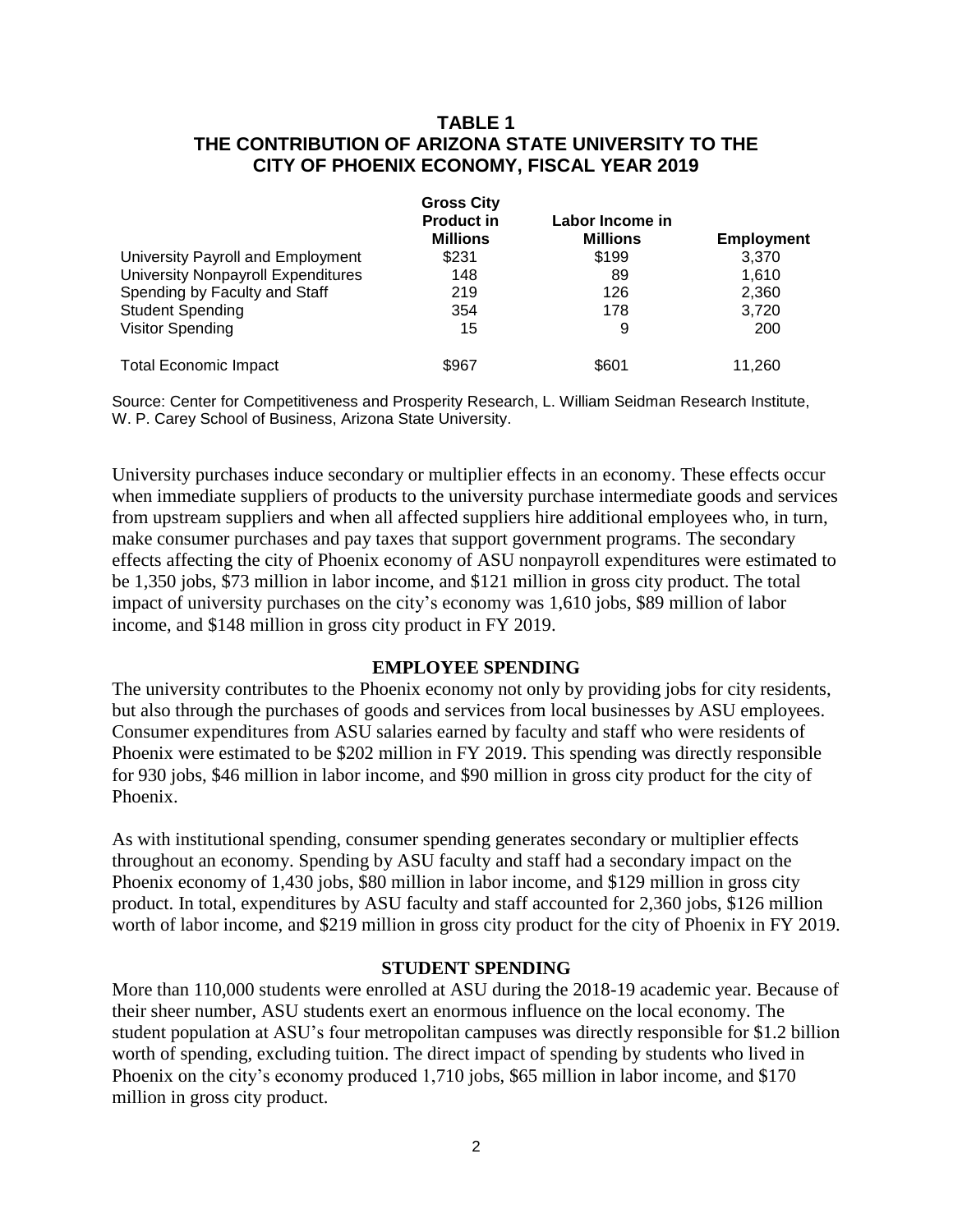**TABLE 1**
**THE CONTRIBUTION OF ARIZONA STATE UNIVERSITY TO THE CITY OF PHOENIX ECONOMY, FISCAL YEAR 2019**

| | Gross City Product in Millions | Labor Income in Millions | Employment |
|---|---|---|---|
| University Payroll and Employment | $231 | $199 | 3,370 |
| University Nonpayroll Expenditures | 148 | 89 | 1,610 |
| Spending by Faculty and Staff | 219 | 126 | 2,360 |
| Student Spending | 354 | 178 | 3,720 |
| Visitor Spending | 15 | 9 | 200 |
| Total Economic Impact | $967 | $601 | 11,260 |

Source: Center for Competitiveness and Prosperity Research, L. William Seidman Research Institute, W. P. Carey School of Business, Arizona State University.

University purchases induce secondary or multiplier effects in an economy. These effects occur when immediate suppliers of products to the university purchase intermediate goods and services from upstream suppliers and when all affected suppliers hire additional employees who, in turn, make consumer purchases and pay taxes that support government programs. The secondary effects affecting the city of Phoenix economy of ASU nonpayroll expenditures were estimated to be 1,350 jobs, $73 million in labor income, and $121 million in gross city product. The total impact of university purchases on the city's economy was 1,610 jobs, $89 million of labor income, and $148 million in gross city product in FY 2019.

## EMPLOYEE SPENDING

The university contributes to the Phoenix economy not only by providing jobs for city residents, but also through the purchases of goods and services from local businesses by ASU employees. Consumer expenditures from ASU salaries earned by faculty and staff who were residents of Phoenix were estimated to be $202 million in FY 2019. This spending was directly responsible for 930 jobs, $46 million in labor income, and $90 million in gross city product for the city of Phoenix.

As with institutional spending, consumer spending generates secondary or multiplier effects throughout an economy. Spending by ASU faculty and staff had a secondary impact on the Phoenix economy of 1,430 jobs, $80 million in labor income, and $129 million in gross city product. In total, expenditures by ASU faculty and staff accounted for 2,360 jobs, $126 million worth of labor income, and $219 million in gross city product for the city of Phoenix in FY 2019.

## STUDENT SPENDING

More than 110,000 students were enrolled at ASU during the 2018-19 academic year. Because of their sheer number, ASU students exert an enormous influence on the local economy. The student population at ASU's four metropolitan campuses was directly responsible for $1.2 billion worth of spending, excluding tuition. The direct impact of spending by students who lived in Phoenix on the city's economy produced 1,710 jobs, $65 million in labor income, and $170 million in gross city product.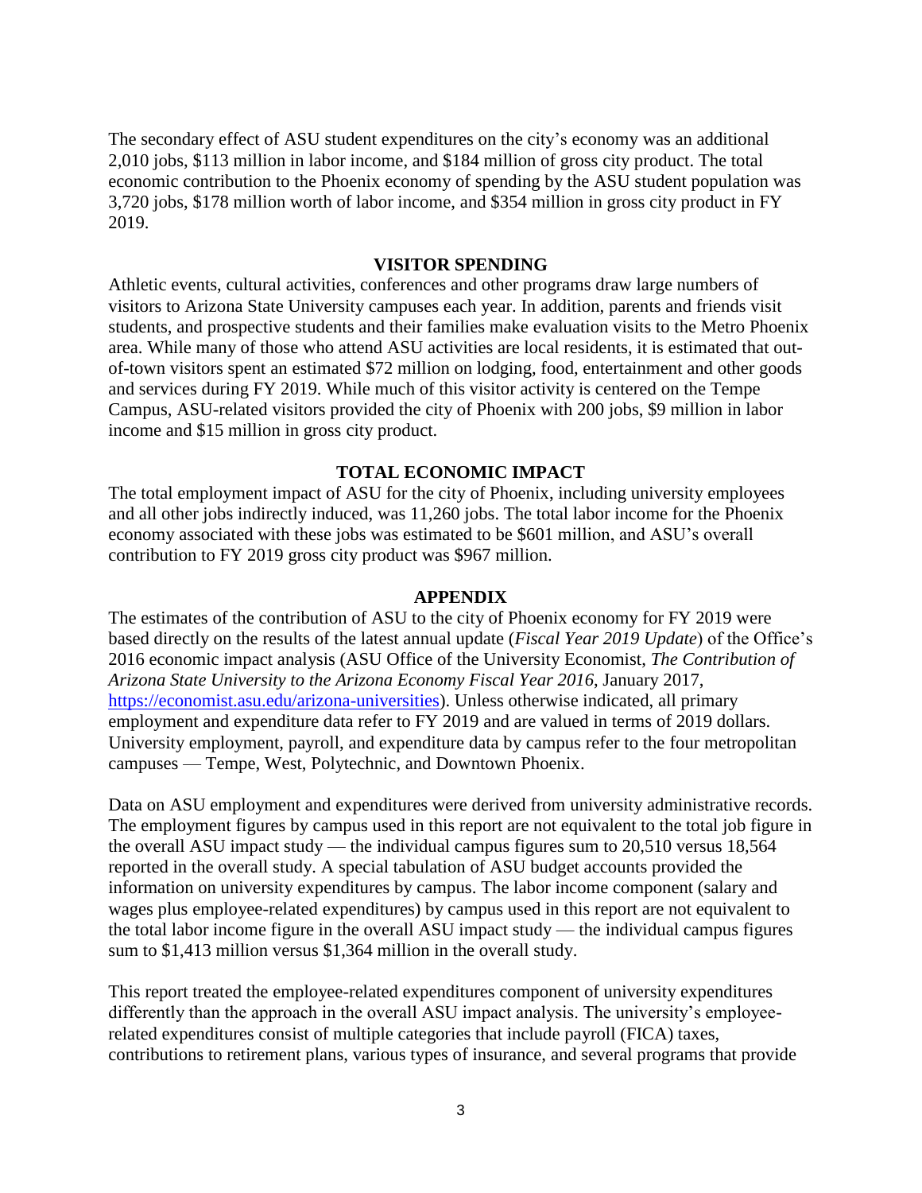The secondary effect of ASU student expenditures on the city's economy was an additional 2,010 jobs, $113 million in labor income, and $184 million of gross city product. The total economic contribution to the Phoenix economy of spending by the ASU student population was 3,720 jobs, $178 million worth of labor income, and $354 million in gross city product in FY 2019.

## VISITOR SPENDING

Athletic events, cultural activities, conferences and other programs draw large numbers of visitors to Arizona State University campuses each year. In addition, parents and friends visit students, and prospective students and their families make evaluation visits to the Metro Phoenix area. While many of those who attend ASU activities are local residents, it is estimated that out-of-town visitors spent an estimated $72 million on lodging, food, entertainment and other goods and services during FY 2019. While much of this visitor activity is centered on the Tempe Campus, ASU-related visitors provided the city of Phoenix with 200 jobs, $9 million in labor income and $15 million in gross city product.

## TOTAL ECONOMIC IMPACT

The total employment impact of ASU for the city of Phoenix, including university employees and all other jobs indirectly induced, was 11,260 jobs. The total labor income for the Phoenix economy associated with these jobs was estimated to be $601 million, and ASU's overall contribution to FY 2019 gross city product was $967 million.

## APPENDIX

The estimates of the contribution of ASU to the city of Phoenix economy for FY 2019 were based directly on the results of the latest annual update (*Fiscal Year 2019 Update*) of the Office's 2016 economic impact analysis (ASU Office of the University Economist, *The Contribution of Arizona State University to the Arizona Economy Fiscal Year 2016*, January 2017, https://economist.asu.edu/arizona-universities). Unless otherwise indicated, all primary employment and expenditure data refer to FY 2019 and are valued in terms of 2019 dollars. University employment, payroll, and expenditure data by campus refer to the four metropolitan campuses — Tempe, West, Polytechnic, and Downtown Phoenix.

Data on ASU employment and expenditures were derived from university administrative records. The employment figures by campus used in this report are not equivalent to the total job figure in the overall ASU impact study — the individual campus figures sum to 20,510 versus 18,564 reported in the overall study. A special tabulation of ASU budget accounts provided the information on university expenditures by campus. The labor income component (salary and wages plus employee-related expenditures) by campus used in this report are not equivalent to the total labor income figure in the overall ASU impact study — the individual campus figures sum to $1,413 million versus $1,364 million in the overall study.

This report treated the employee-related expenditures component of university expenditures differently than the approach in the overall ASU impact analysis. The university's employee-related expenditures consist of multiple categories that include payroll (FICA) taxes, contributions to retirement plans, various types of insurance, and several programs that provide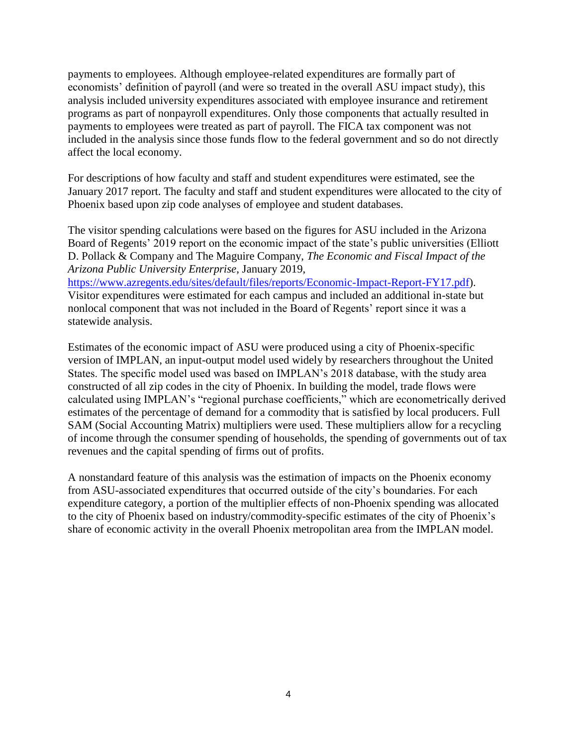payments to employees. Although employee-related expenditures are formally part of economists' definition of payroll (and were so treated in the overall ASU impact study), this analysis included university expenditures associated with employee insurance and retirement programs as part of nonpayroll expenditures. Only those components that actually resulted in payments to employees were treated as part of payroll. The FICA tax component was not included in the analysis since those funds flow to the federal government and so do not directly affect the local economy.

For descriptions of how faculty and staff and student expenditures were estimated, see the January 2017 report. The faculty and staff and student expenditures were allocated to the city of Phoenix based upon zip code analyses of employee and student databases.

The visitor spending calculations were based on the figures for ASU included in the Arizona Board of Regents' 2019 report on the economic impact of the state's public universities (Elliott D. Pollack & Company and The Maguire Company, *The Economic and Fiscal Impact of the Arizona Public University Enterprise*, January 2019, [https://www.azregents.edu/sites/default/files/reports/Economic-Impact-Report-FY17.pdf](https://www.azregents.edu/sites/default/files/reports/Economic-Impact-Report-FY17.pdf)). Visitor expenditures were estimated for each campus and included an additional in-state but nonlocal component that was not included in the Board of Regents' report since it was a statewide analysis.

Estimates of the economic impact of ASU were produced using a city of Phoenix-specific version of IMPLAN, an input-output model used widely by researchers throughout the United States. The specific model used was based on IMPLAN's 2018 database, with the study area constructed of all zip codes in the city of Phoenix. In building the model, trade flows were calculated using IMPLAN's "regional purchase coefficients," which are econometrically derived estimates of the percentage of demand for a commodity that is satisfied by local producers. Full SAM (Social Accounting Matrix) multipliers were used. These multipliers allow for a recycling of income through the consumer spending of households, the spending of governments out of tax revenues and the capital spending of firms out of profits.

A nonstandard feature of this analysis was the estimation of impacts on the Phoenix economy from ASU-associated expenditures that occurred outside of the city's boundaries. For each expenditure category, a portion of the multiplier effects of non-Phoenix spending was allocated to the city of Phoenix based on industry/commodity-specific estimates of the city of Phoenix's share of economic activity in the overall Phoenix metropolitan area from the IMPLAN model.